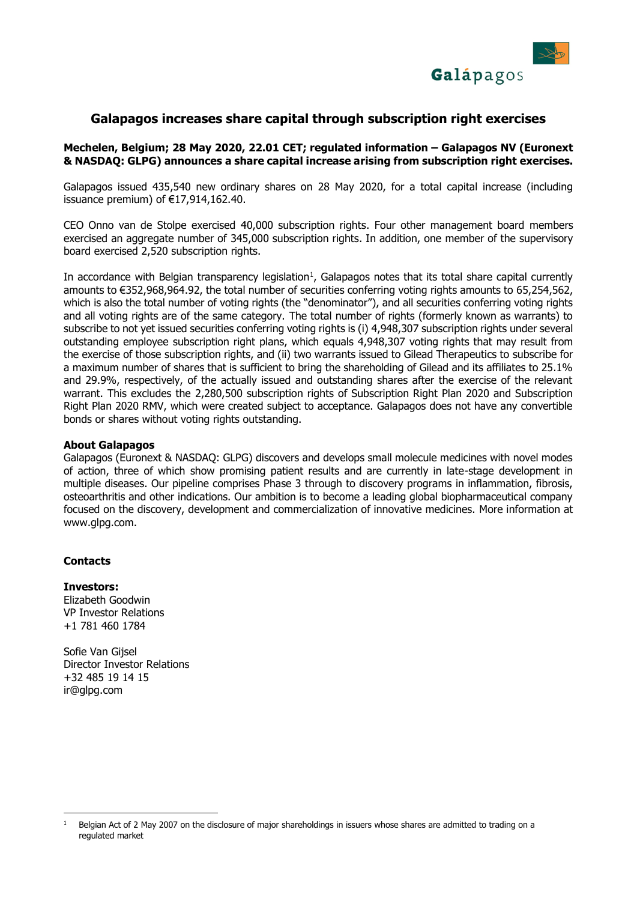# Galapagos increases share capital through subscription right exercises

**Mechelen, Belgium; 28 May 2020, 22.01 CET; regulated information – Galapagos NV (Euronext & NASDAQ: GLPG) announces a share capital increase arising from subscription right exercises.**

Galapagos issued 435,540 new ordinary shares on 28 May 2020, for a total capital increase (including issuance premium) of €17,914,162.40.

CEO Onno van de Stolpe exercised 40,000 subscription rights. Four other management board members exercised an aggregate number of 345,000 subscription rights. In addition, one member of the supervisory board exercised 2,520 subscription rights.

In accordance with Belgian transparency legislation[1], Galapagos notes that its total share capital currently amounts to €352,968,964.92, the total number of securities conferring voting rights amounts to 65,254,562, which is also the total number of voting rights (the "denominator"), and all securities conferring voting rights and all voting rights are of the same category. The total number of rights (formerly known as warrants) to subscribe to not yet issued securities conferring voting rights is (i) 4,948,307 subscription rights under several outstanding employee subscription right plans, which equals 4,948,307 voting rights that may result from the exercise of those subscription rights, and (ii) two warrants issued to Gilead Therapeutics to subscribe for a maximum number of shares that is sufficient to bring the shareholding of Gilead and its affiliates to 25.1% and 29.9%, respectively, of the actually issued and outstanding shares after the exercise of the relevant warrant. This excludes the 2,280,500 subscription rights of Subscription Right Plan 2020 and Subscription Right Plan 2020 RMV, which were created subject to acceptance. Galapagos does not have any convertible bonds or shares without voting rights outstanding.

**About Galapagos**

Galapagos (Euronext & NASDAQ: GLPG) discovers and develops small molecule medicines with novel modes of action, three of which show promising patient results and are currently in late-stage development in multiple diseases. Our pipeline comprises Phase 3 through to discovery programs in inflammation, fibrosis, osteoarthritis and other indications. Our ambition is to become a leading global biopharmaceutical company focused on the discovery, development and commercialization of innovative medicines. More information at www.glpg.com.

**Contacts**

**Investors:**
Elizabeth Goodwin
VP Investor Relations
+1 781 460 1784

Sofie Van Gijsel
Director Investor Relations
+32 485 19 14 15
ir@glpg.com

---

[1] Belgian Act of 2 May 2007 on the disclosure of major shareholdings in issuers whose shares are admitted to trading on a regulated market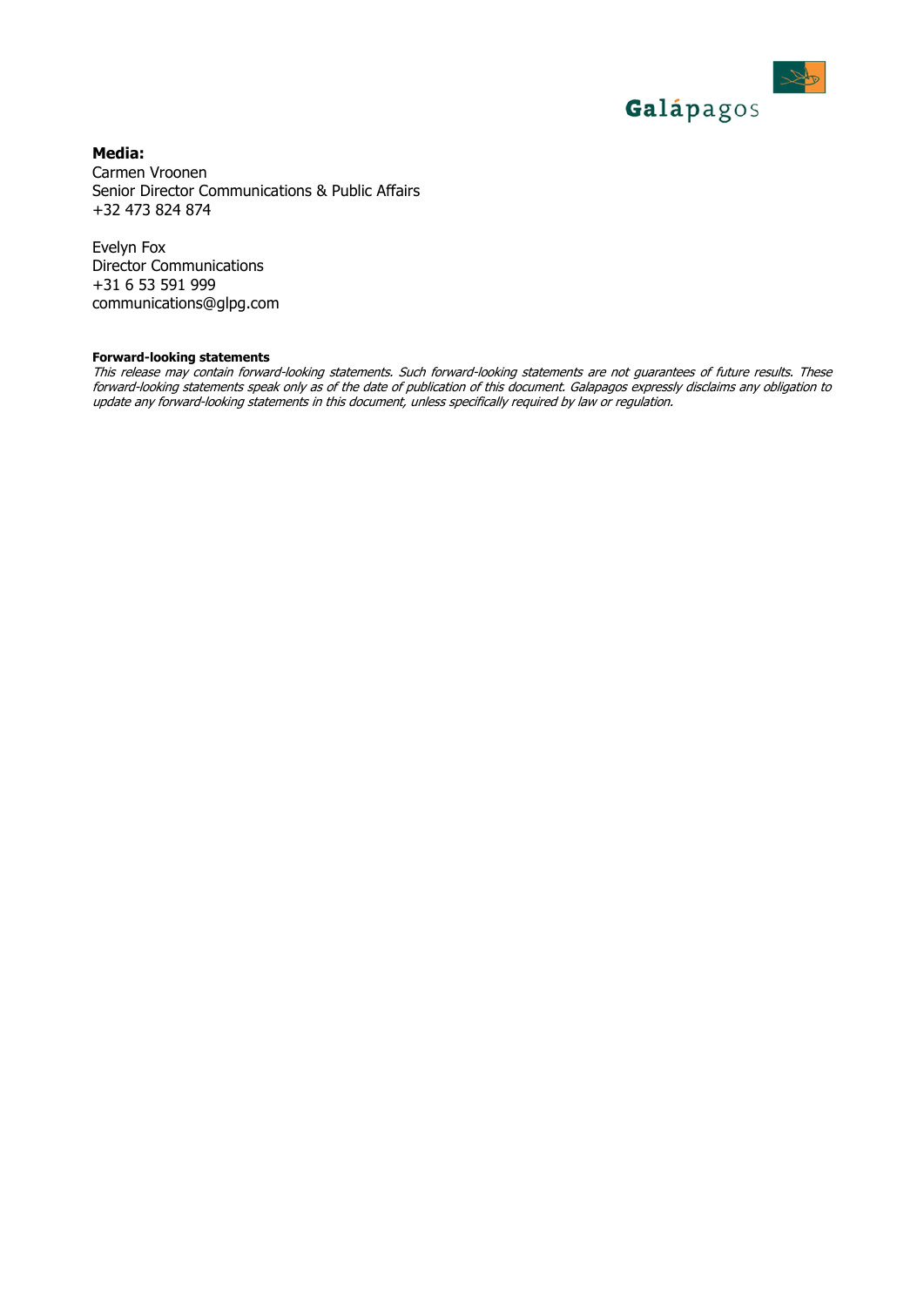**Media:**
Carmen Vroonen
Senior Director Communications & Public Affairs
+32 473 824 874

Evelyn Fox
Director Communications
+31 6 53 591 999
communications@glpg.com

**Forward-looking statements**

*This release may contain forward-looking statements. Such forward-looking statements are not guarantees of future results. These forward-looking statements speak only as of the date of publication of this document. Galapagos expressly disclaims any obligation to update any forward-looking statements in this document, unless specifically required by law or regulation.*